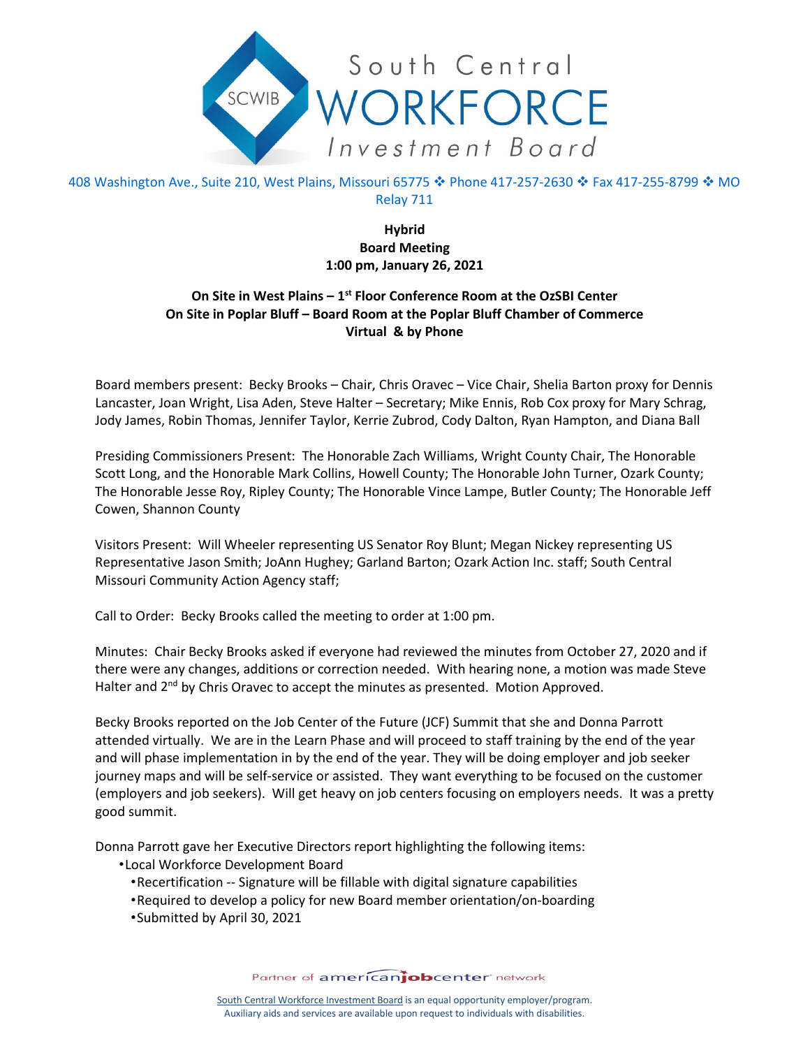# South Central WORKFORCE Investment Board

408 Washington Ave., Suite 210, West Plains, Missouri 65775 ❖ Phone 417-257-2630 ❖ Fax 417-255-8799 ❖ MO Relay 711

**Hybrid**
**Board Meeting**
**1:00 pm, January 26, 2021**

**On Site in West Plains – 1st Floor Conference Room at the OzSBI Center**
**On Site in Poplar Bluff – Board Room at the Poplar Bluff Chamber of Commerce**
**Virtual & by Phone**

Board members present: Becky Brooks – Chair, Chris Oravec – Vice Chair, Shelia Barton proxy for Dennis Lancaster, Joan Wright, Lisa Aden, Steve Halter – Secretary; Mike Ennis, Rob Cox proxy for Mary Schrag, Jody James, Robin Thomas, Jennifer Taylor, Kerrie Zubrod, Cody Dalton, Ryan Hampton, and Diana Ball

Presiding Commissioners Present: The Honorable Zach Williams, Wright County Chair, The Honorable Scott Long, and the Honorable Mark Collins, Howell County; The Honorable John Turner, Ozark County; The Honorable Jesse Roy, Ripley County; The Honorable Vince Lampe, Butler County; The Honorable Jeff Cowen, Shannon County

Visitors Present: Will Wheeler representing US Senator Roy Blunt; Megan Nickey representing US Representative Jason Smith; JoAnn Hughey; Garland Barton; Ozark Action Inc. staff; South Central Missouri Community Action Agency staff;

Call to Order: Becky Brooks called the meeting to order at 1:00 pm.

Minutes: Chair Becky Brooks asked if everyone had reviewed the minutes from October 27, 2020 and if there were any changes, additions or correction needed. With hearing none, a motion was made Steve Halter and 2nd by Chris Oravec to accept the minutes as presented. Motion Approved.

Becky Brooks reported on the Job Center of the Future (JCF) Summit that she and Donna Parrott attended virtually. We are in the Learn Phase and will proceed to staff training by the end of the year and will phase implementation in by the end of the year. They will be doing employer and job seeker journey maps and will be self-service or assisted. They want everything to be focused on the customer (employers and job seekers). Will get heavy on job centers focusing on employers needs. It was a pretty good summit.

Donna Parrott gave her Executive Directors report highlighting the following items:

- Local Workforce Development Board
  - Recertification -- Signature will be fillable with digital signature capabilities
  - Required to develop a policy for new Board member orientation/on-boarding
  - Submitted by April 30, 2021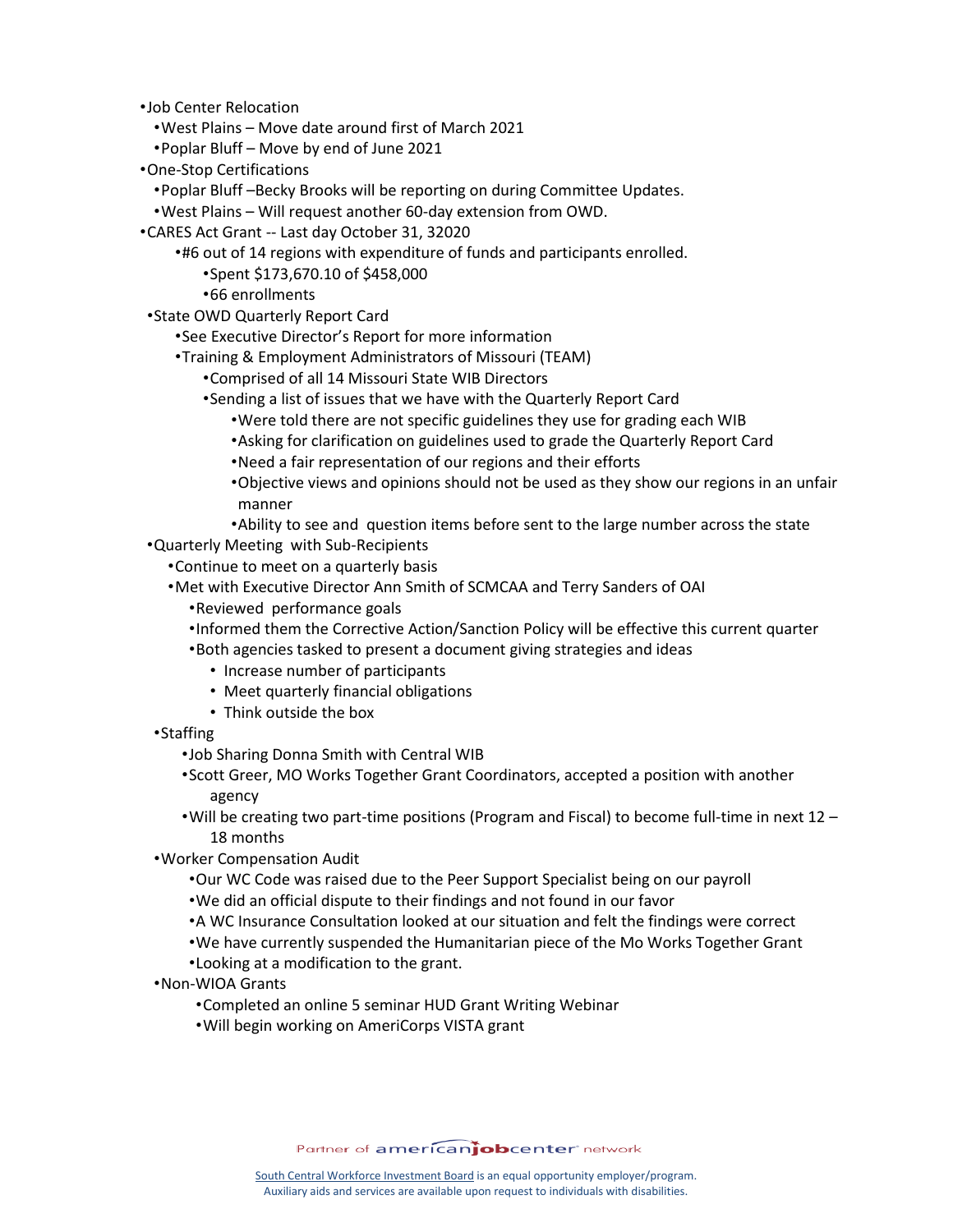- Job Center Relocation
  - West Plains – Move date around first of March 2021
  - Poplar Bluff – Move by end of June 2021
- One-Stop Certifications
  - Poplar Bluff –Becky Brooks will be reporting on during Committee Updates.
  - West Plains – Will request another 60-day extension from OWD.
- CARES Act Grant -- Last day October 31, 32020
  - #6 out of 14 regions with expenditure of funds and participants enrolled.
    - Spent $173,670.10 of $458,000
    - 66 enrollments
- State OWD Quarterly Report Card
  - See Executive Director's Report for more information
  - Training & Employment Administrators of Missouri (TEAM)
    - Comprised of all 14 Missouri State WIB Directors
    - Sending a list of issues that we have with the Quarterly Report Card
      - Were told there are not specific guidelines they use for grading each WIB
      - Asking for clarification on guidelines used to grade the Quarterly Report Card
      - Need a fair representation of our regions and their efforts
      - Objective views and opinions should not be used as they show our regions in an unfair manner
      - Ability to see and question items before sent to the large number across the state
- Quarterly Meeting with Sub-Recipients
  - Continue to meet on a quarterly basis
  - Met with Executive Director Ann Smith of SCMCAA and Terry Sanders of OAI
    - Reviewed performance goals
    - Informed them the Corrective Action/Sanction Policy will be effective this current quarter
    - Both agencies tasked to present a document giving strategies and ideas
      - Increase number of participants
      - Meet quarterly financial obligations
      - Think outside the box
- Staffing
  - Job Sharing Donna Smith with Central WIB
  - Scott Greer, MO Works Together Grant Coordinators, accepted a position with another agency
  - Will be creating two part-time positions (Program and Fiscal) to become full-time in next 12 – 18 months
- Worker Compensation Audit
  - Our WC Code was raised due to the Peer Support Specialist being on our payroll
  - We did an official dispute to their findings and not found in our favor
  - A WC Insurance Consultation looked at our situation and felt the findings were correct
  - We have currently suspended the Humanitarian piece of the Mo Works Together Grant
  - Looking at a modification to the grant.
- Non-WIOA Grants
  - Completed an online 5 seminar HUD Grant Writing Webinar
  - Will begin working on AmeriCorps VISTA grant

Partner of americanjobcenter network

South Central Workforce Investment Board is an equal opportunity employer/program.
Auxiliary aids and services are available upon request to individuals with disabilities.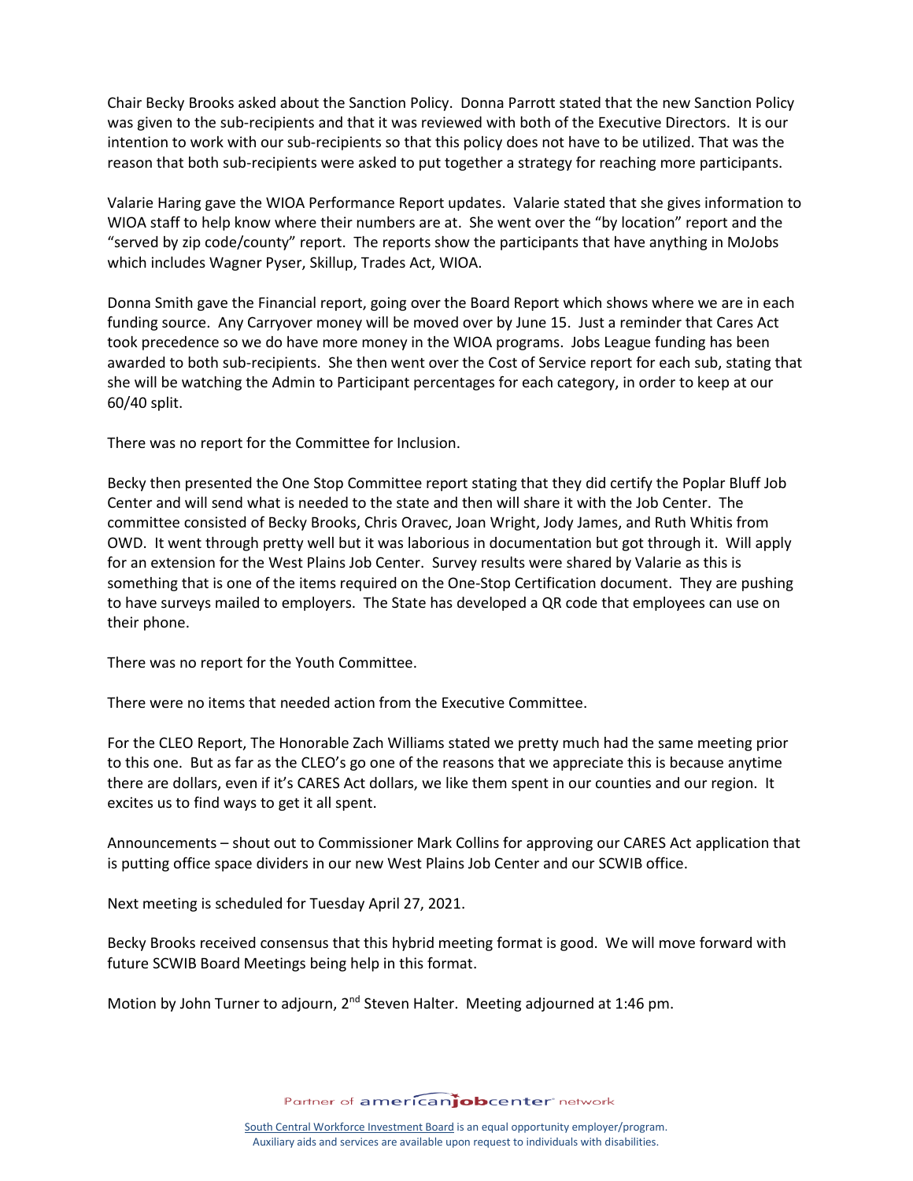Chair Becky Brooks asked about the Sanction Policy. Donna Parrott stated that the new Sanction Policy was given to the sub-recipients and that it was reviewed with both of the Executive Directors. It is our intention to work with our sub-recipients so that this policy does not have to be utilized. That was the reason that both sub-recipients were asked to put together a strategy for reaching more participants.

Valarie Haring gave the WIOA Performance Report updates. Valarie stated that she gives information to WIOA staff to help know where their numbers are at. She went over the "by location" report and the "served by zip code/county" report. The reports show the participants that have anything in MoJobs which includes Wagner Pyser, Skillup, Trades Act, WIOA.

Donna Smith gave the Financial report, going over the Board Report which shows where we are in each funding source. Any Carryover money will be moved over by June 15. Just a reminder that Cares Act took precedence so we do have more money in the WIOA programs. Jobs League funding has been awarded to both sub-recipients. She then went over the Cost of Service report for each sub, stating that she will be watching the Admin to Participant percentages for each category, in order to keep at our 60/40 split.

There was no report for the Committee for Inclusion.

Becky then presented the One Stop Committee report stating that they did certify the Poplar Bluff Job Center and will send what is needed to the state and then will share it with the Job Center. The committee consisted of Becky Brooks, Chris Oravec, Joan Wright, Jody James, and Ruth Whitis from OWD. It went through pretty well but it was laborious in documentation but got through it. Will apply for an extension for the West Plains Job Center. Survey results were shared by Valarie as this is something that is one of the items required on the One-Stop Certification document. They are pushing to have surveys mailed to employers. The State has developed a QR code that employees can use on their phone.

There was no report for the Youth Committee.

There were no items that needed action from the Executive Committee.

For the CLEO Report, The Honorable Zach Williams stated we pretty much had the same meeting prior to this one. But as far as the CLEO's go one of the reasons that we appreciate this is because anytime there are dollars, even if it's CARES Act dollars, we like them spent in our counties and our region. It excites us to find ways to get it all spent.

Announcements – shout out to Commissioner Mark Collins for approving our CARES Act application that is putting office space dividers in our new West Plains Job Center and our SCWIB office.

Next meeting is scheduled for Tuesday April 27, 2021.

Becky Brooks received consensus that this hybrid meeting format is good. We will move forward with future SCWIB Board Meetings being help in this format.

Motion by John Turner to adjourn, 2nd Steven Halter. Meeting adjourned at 1:46 pm.

Partner of americanjobcenter network

South Central Workforce Investment Board is an equal opportunity employer/program.
Auxiliary aids and services are available upon request to individuals with disabilities.